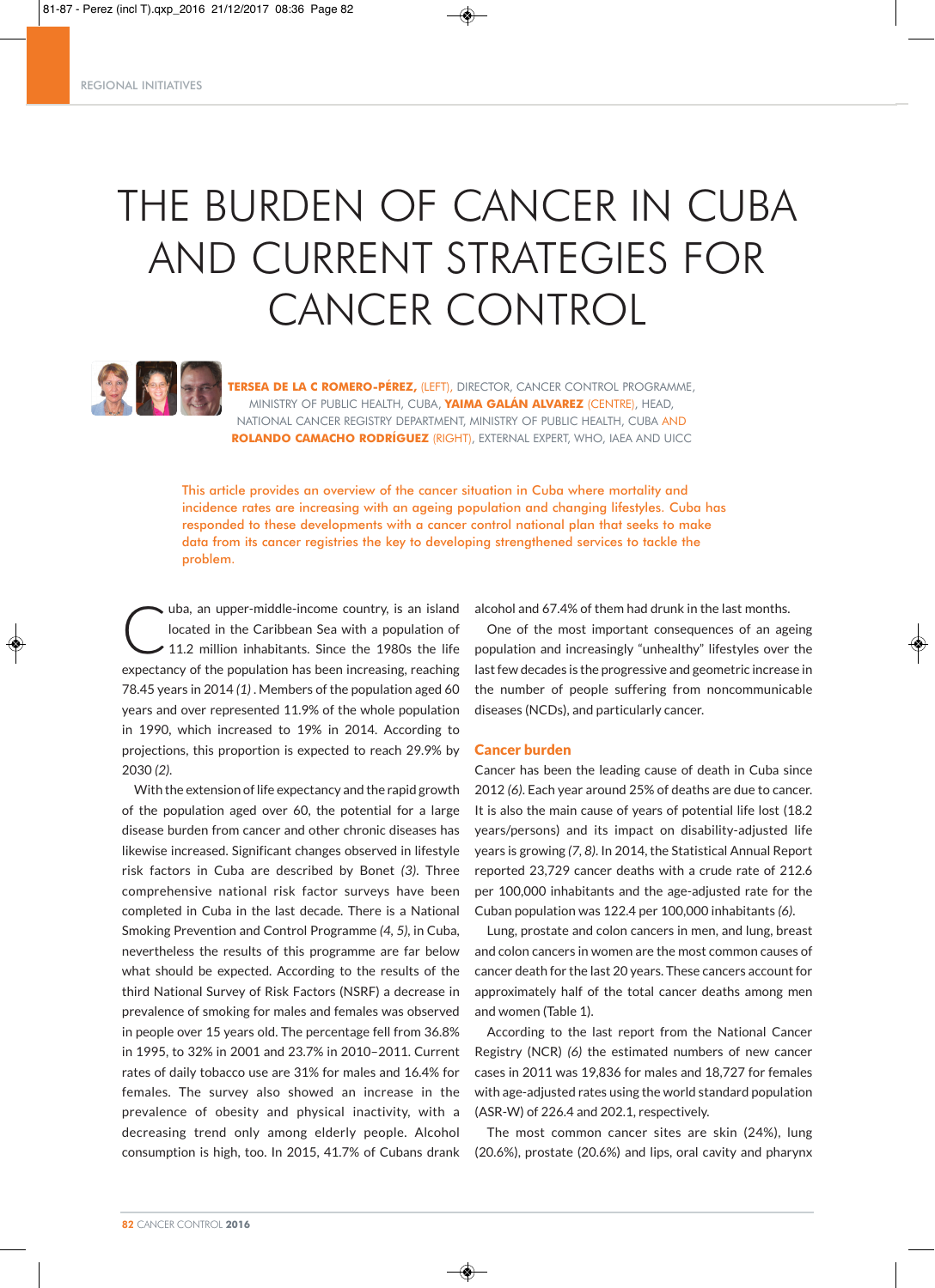# THE BURDEN OF CANCER IN CUBA AND CURRENT STRATEGIES FOR CANCER CONTROL

**TERSEA DE LA C ROMERO-PÉREZ,** (LEFT), DIRECTOR, CANCER CONTROL PROGRAMME, MINISTRY OF PUBLIC HEALTH, CUBA, **YAIMA GALÁN ALVAREZ** (CENTRE), HEAD, NATIONAL CANCER REGISTRY DEPARTMENT, MINISTRY OF PUBLIC HEALTH, CUBA AND **ROLANDO CAMACHO RODRÍGUEZ** (RIGHT), EXTERNAL EXPERT, WHO, IAEA AND UICC

This article provides an overview of the cancer situation in Cuba where mortality and incidence rates are increasing with an ageing population and changing lifestyles. Cuba has responded to these developments with a cancer control national plan that seeks to make data from its cancer registries the key to developing strengthened services to tackle the problem.

Cuba, an upper-middle-income country, is an island located in the Caribbean Sea with a population of 11.2 million inhabitants. Since the 1980s the life expectancy of the population has been increasing, reaching 78.45 years in 2014 *(1)* . Members of the population aged 60 years and over represented 11.9% of the whole population in 1990, which increased to 19% in 2014. According to projections, this proportion is expected to reach 29.9% by 2030 *(2)*.

With the extension of life expectancy and the rapid growth of the population aged over 60, the potential for a large disease burden from cancer and other chronic diseases has likewise increased. Significant changes observed in lifestyle risk factors in Cuba are described by Bonet *(3)*. Three comprehensive national risk factor surveys have been completed in Cuba in the last decade. There is a National Smoking Prevention and Control Programme *(4, 5)*, in Cuba, nevertheless the results of this programme are far below what should be expected. According to the results of the third National Survey of Risk Factors (NSRF) a decrease in prevalence of smoking for males and females was observed in people over 15 years old. The percentage fell from 36.8% in 1995, to 32% in 2001 and 23.7% in 2010–2011. Current rates of daily tobacco use are 31% for males and 16.4% for females. The survey also showed an increase in the prevalence of obesity and physical inactivity, with a decreasing trend only among elderly people. Alcohol consumption is high, too. In 2015, 41.7% of Cubans drank alcohol and 67.4% of them had drunk in the last months.

One of the most important consequences of an ageing population and increasingly "unhealthy" lifestyles over the last few decades is the progressive and geometric increase in the number of people suffering from noncommunicable diseases (NCDs), and particularly cancer.

## Cancer burden

Cancer has been the leading cause of death in Cuba since 2012 *(6)*. Each year around 25% of deaths are due to cancer. It is also the main cause of years of potential life lost (18.2 years/persons) and its impact on disability-adjusted life years is growing *(7, 8)*. In 2014, the Statistical Annual Report reported 23,729 cancer deaths with a crude rate of 212.6 per 100,000 inhabitants and the age-adjusted rate for the Cuban population was 122.4 per 100,000 inhabitants *(6)*.

Lung, prostate and colon cancers in men, and lung, breast and colon cancers in women are the most common causes of cancer death for the last 20 years. These cancers account for approximately half of the total cancer deaths among men and women (Table 1).

According to the last report from the National Cancer Registry (NCR) *(6)* the estimated numbers of new cancer cases in 2011 was 19,836 for males and 18,727 for females with age-adjusted rates using the world standard population (ASR-W) of 226.4 and 202.1, respectively.

The most common cancer sites are skin (24%), lung (20.6%), prostate (20.6%) and lips, oral cavity and pharynx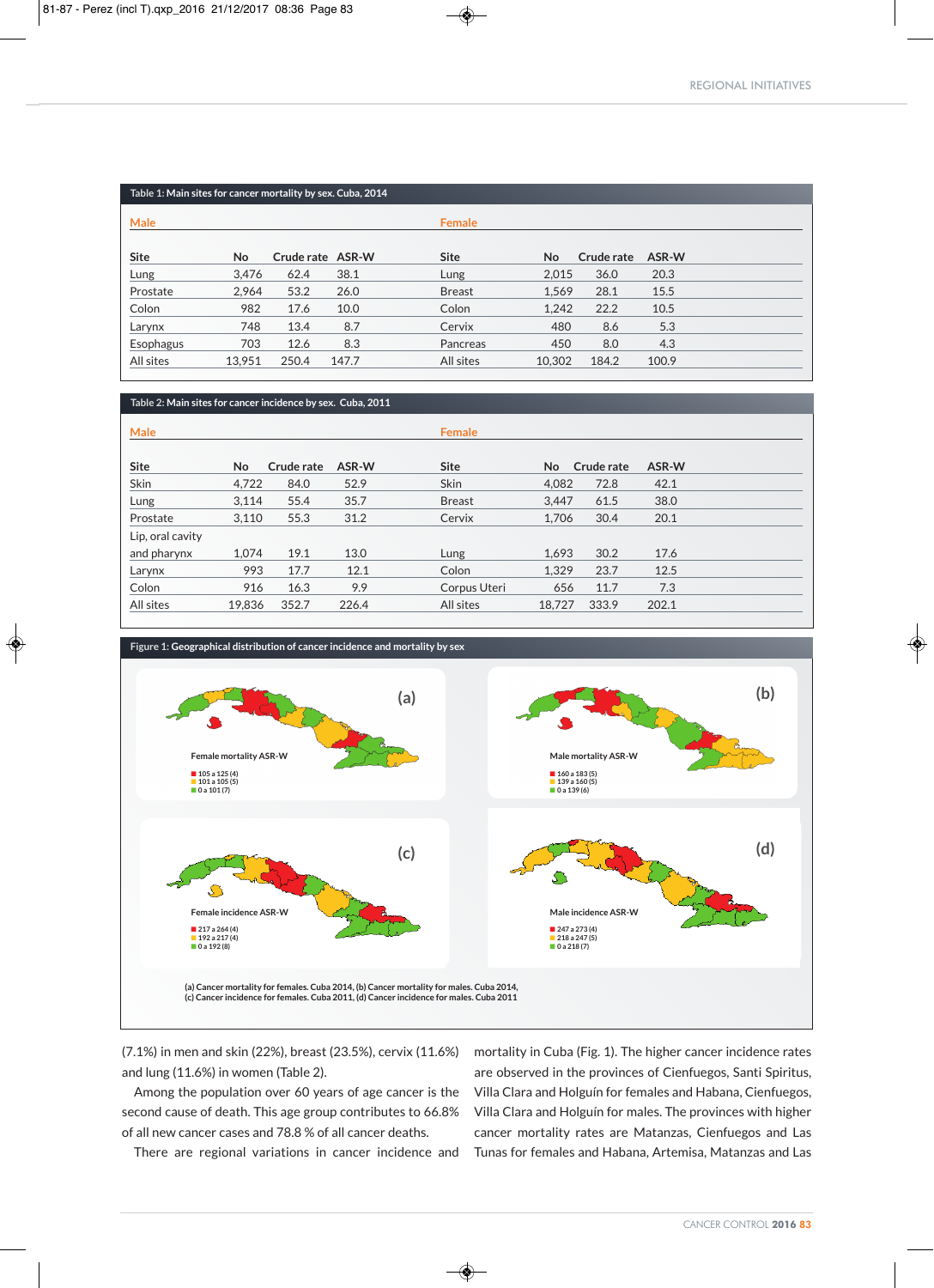**Table 1: Main sites for cancer mortality by sex. Cuba, 2014**

| Male | | | | Female | | | |
|---|---|---|---|---|---|---|---|
| Site | No | Crude rate | ASR-W | Site | No | Crude rate | ASR-W |
| Lung | 3,476 | 62.4 | 38.1 | Lung | 2,015 | 36.0 | 20.3 |
| Prostate | 2,964 | 53.2 | 26.0 | Breast | 1,569 | 28.1 | 15.5 |
| Colon | 982 | 17.6 | 10.0 | Colon | 1,242 | 22.2 | 10.5 |
| Larynx | 748 | 13.4 | 8.7 | Cervix | 480 | 8.6 | 5.3 |
| Esophagus | 703 | 12.6 | 8.3 | Pancreas | 450 | 8.0 | 4.3 |
| All sites | 13,951 | 250.4 | 147.7 | All sites | 10,302 | 184.2 | 100.9 |

**Table 2: Main sites for cancer incidence by sex. Cuba, 2011**

| Male | | | | Female | | | |
|---|---|---|---|---|---|---|---|
| Site | No | Crude rate | ASR-W | Site | No | Crude rate | ASR-W |
| Skin | 4,722 | 84.0 | 52.9 | Skin | 4,082 | 72.8 | 42.1 |
| Lung | 3,114 | 55.4 | 35.7 | Breast | 3,447 | 61.5 | 38.0 |
| Prostate | 3,110 | 55.3 | 31.2 | Cervix | 1,706 | 30.4 | 20.1 |
| Lip, oral cavity and pharynx | 1,074 | 19.1 | 13.0 | Lung | 1,693 | 30.2 | 17.6 |
| Larynx | 993 | 17.7 | 12.1 | Colon | 1,329 | 23.7 | 12.5 |
| Colon | 916 | 16.3 | 9.9 | Corpus Uteri | 656 | 11.7 | 7.3 |
| All sites | 19,836 | 352.7 | 226.4 | All sites | 18,727 | 333.9 | 202.1 |

**Figure 1: Geographical distribution of cancer incidence and mortality by sex**

(a) Female mortality ASR-W: 105 a 125 (4); 101 a 105 (5); 0 a 101 (7)

(b) Male mortality ASR-W: 160 a 183 (5); 139 a 160 (5); 0 a 139 (6)

(c) Female incidence ASR-W: 217 a 264 (4); 192 a 217 (4); 0 a 192 (8)

(d) Male incidence ASR-W: 247 a 273 (4); 218 a 247 (5); 0 a 218 (7)

(a) Cancer mortality for females. Cuba 2014, (b) Cancer mortality for males. Cuba 2014, (c) Cancer incidence for females. Cuba 2011, (d) Cancer incidence for males. Cuba 2011

(7.1%) in men and skin (22%), breast (23.5%), cervix (11.6%) and lung (11.6%) in women (Table 2).

Among the population over 60 years of age cancer is the second cause of death. This age group contributes to 66.8% of all new cancer cases and 78.8 % of all cancer deaths.

There are regional variations in cancer incidence and mortality in Cuba (Fig. 1). The higher cancer incidence rates are observed in the provinces of Cienfuegos, Santi Spiritus, Villa Clara and Holguín for females and Habana, Cienfuegos, Villa Clara and Holguín for males. The provinces with higher cancer mortality rates are Matanzas, Cienfuegos and Las Tunas for females and Habana, Artemisa, Matanzas and Las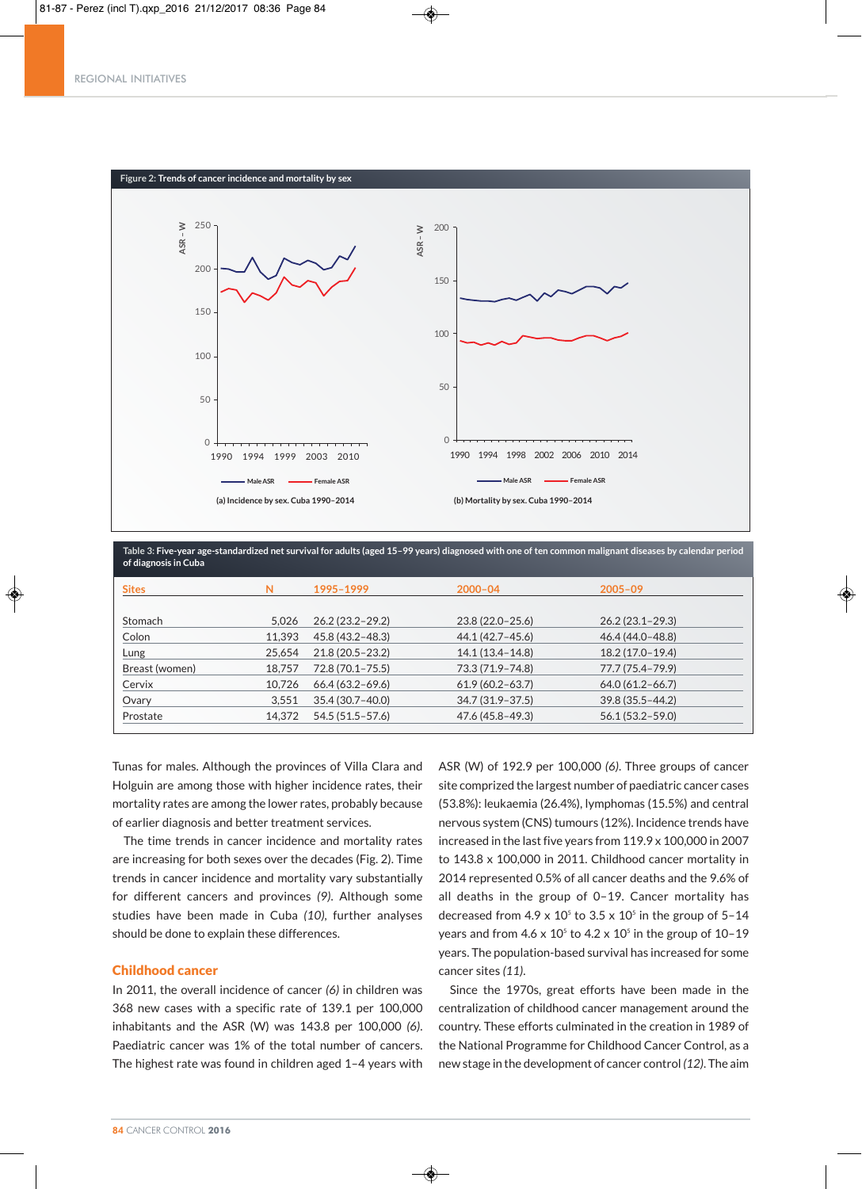Figure 2: Trends of cancer incidence and mortality by sex

(a) Incidence by sex. Cuba 1990–2014

(b) Mortality by sex. Cuba 1990–2014

Table 3: Five-year age-standardized net survival for adults (aged 15–99 years) diagnosed with one of ten common malignant diseases by calendar period of diagnosis in Cuba

| Sites | N | 1995–1999 | 2000–04 | 2005–09 |
|---|---|---|---|---|
| Stomach | 5,026 | 26.2 (23.2–29.2) | 23.8 (22.0–25.6) | 26.2 (23.1–29.3) |
| Colon | 11,393 | 45.8 (43.2–48.3) | 44.1 (42.7–45.6) | 46.4 (44.0–48.8) |
| Lung | 25,654 | 21.8 (20.5–23.2) | 14.1 (13.4–14.8) | 18.2 (17.0–19.4) |
| Breast (women) | 18,757 | 72.8 (70.1–75.5) | 73.3 (71.9–74.8) | 77.7 (75.4–79.9) |
| Cervix | 10,726 | 66.4 (63.2–69.6) | 61.9 (60.2–63.7) | 64.0 (61.2–66.7) |
| Ovary | 3,551 | 35.4 (30.7–40.0) | 34.7 (31.9–37.5) | 39.8 (35.5–44.2) |
| Prostate | 14,372 | 54.5 (51.5–57.6) | 47.6 (45.8–49.3) | 56.1 (53.2–59.0) |

Tunas for males. Although the provinces of Villa Clara and Holguin are among those with higher incidence rates, their mortality rates are among the lower rates, probably because of earlier diagnosis and better treatment services.

The time trends in cancer incidence and mortality rates are increasing for both sexes over the decades (Fig. 2). Time trends in cancer incidence and mortality vary substantially for different cancers and provinces *(9)*. Although some studies have been made in Cuba *(10)*, further analyses should be done to explain these differences.

## Childhood cancer

In 2011, the overall incidence of cancer *(6)* in children was 368 new cases with a specific rate of 139.1 per 100,000 inhabitants and the ASR (W) was 143.8 per 100,000 *(6)*. Paediatric cancer was 1% of the total number of cancers. The highest rate was found in children aged 1–4 years with ASR (W) of 192.9 per 100,000 *(6)*. Three groups of cancer site comprized the largest number of paediatric cancer cases (53.8%): leukaemia (26.4%), lymphomas (15.5%) and central nervous system (CNS) tumours (12%). Incidence trends have increased in the last five years from 119.9 x 100,000 in 2007 to 143.8 x 100,000 in 2011. Childhood cancer mortality in 2014 represented 0.5% of all cancer deaths and the 9.6% of all deaths in the group of 0–19. Cancer mortality has decreased from 4.9 x $10^5$ to 3.5 x $10^5$ in the group of 5–14 years and from 4.6 x $10^5$ to 4.2 x $10^5$ in the group of 10–19 years. The population-based survival has increased for some cancer sites *(11)*.

Since the 1970s, great efforts have been made in the centralization of childhood cancer management around the country. These efforts culminated in the creation in 1989 of the National Programme for Childhood Cancer Control, as a new stage in the development of cancer control *(12)*. The aim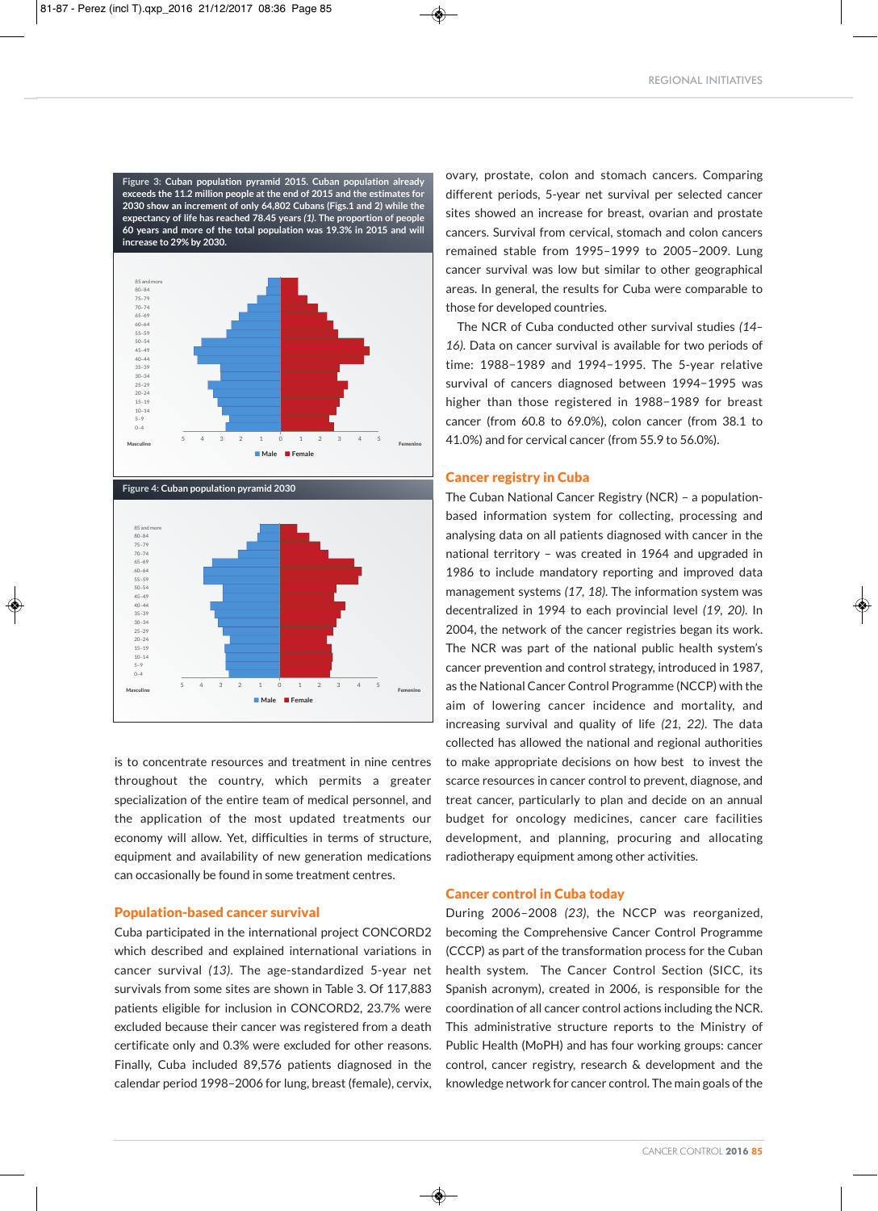Figure 3: Cuban population pyramid 2015. Cuban population already exceeds the 11.2 million people at the end of 2015 and the estimates for 2030 show an increment of only 64,802 Cubans (Figs.1 and 2) while the expectancy of life has reached 78.45 years *(1)*. The proportion of people 60 years and more of the total population was 19.3% in 2015 and will increase to 29% by 2030.

Figure 4: Cuban population pyramid 2030

is to concentrate resources and treatment in nine centres throughout the country, which permits a greater specialization of the entire team of medical personnel, and the application of the most updated treatments our economy will allow. Yet, difficulties in terms of structure, equipment and availability of new generation medications can occasionally be found in some treatment centres.

## Population-based cancer survival

Cuba participated in the international project CONCORD2 which described and explained international variations in cancer survival *(13)*. The age-standardized 5-year net survivals from some sites are shown in Table 3. Of 117,883 patients eligible for inclusion in CONCORD2, 23.7% were excluded because their cancer was registered from a death certificate only and 0.3% were excluded for other reasons. Finally, Cuba included 89,576 patients diagnosed in the calendar period 1998–2006 for lung, breast (female), cervix, ovary, prostate, colon and stomach cancers. Comparing different periods, 5-year net survival per selected cancer sites showed an increase for breast, ovarian and prostate cancers. Survival from cervical, stomach and colon cancers remained stable from 1995–1999 to 2005–2009. Lung cancer survival was low but similar to other geographical areas. In general, the results for Cuba were comparable to those for developed countries.

The NCR of Cuba conducted other survival studies *(14–16)*. Data on cancer survival is available for two periods of time: 1988–1989 and 1994–1995. The 5-year relative survival of cancers diagnosed between 1994–1995 was higher than those registered in 1988–1989 for breast cancer (from 60.8 to 69.0%), colon cancer (from 38.1 to 41.0%) and for cervical cancer (from 55.9 to 56.0%).

## Cancer registry in Cuba

The Cuban National Cancer Registry (NCR) – a population-based information system for collecting, processing and analysing data on all patients diagnosed with cancer in the national territory – was created in 1964 and upgraded in 1986 to include mandatory reporting and improved data management systems *(17, 18)*. The information system was decentralized in 1994 to each provincial level *(19, 20)*. In 2004, the network of the cancer registries began its work. The NCR was part of the national public health system's cancer prevention and control strategy, introduced in 1987, as the National Cancer Control Programme (NCCP) with the aim of lowering cancer incidence and mortality, and increasing survival and quality of life *(21, 22)*. The data collected has allowed the national and regional authorities to make appropriate decisions on how best to invest the scarce resources in cancer control to prevent, diagnose, and treat cancer, particularly to plan and decide on an annual budget for oncology medicines, cancer care facilities development, and planning, procuring and allocating radiotherapy equipment among other activities.

## Cancer control in Cuba today

During 2006–2008 *(23)*, the NCCP was reorganized, becoming the Comprehensive Cancer Control Programme (CCCP) as part of the transformation process for the Cuban health system. The Cancer Control Section (SICC, its Spanish acronym), created in 2006, is responsible for the coordination of all cancer control actions including the NCR. This administrative structure reports to the Ministry of Public Health (MoPH) and has four working groups: cancer control, cancer registry, research & development and the knowledge network for cancer control. The main goals of the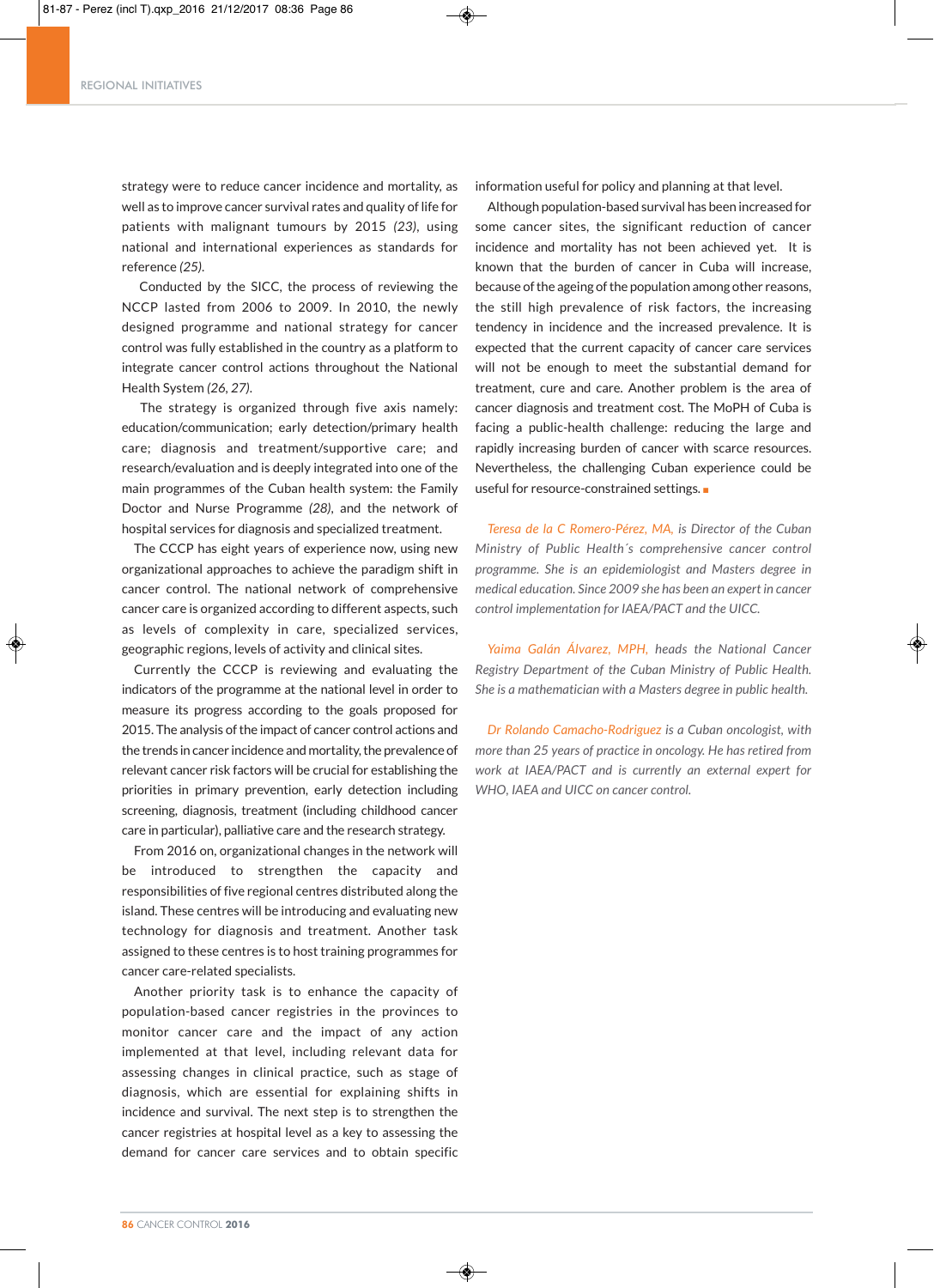strategy were to reduce cancer incidence and mortality, as well as to improve cancer survival rates and quality of life for patients with malignant tumours by 2015 *(23)*, using national and international experiences as standards for reference *(25)*.

Conducted by the SICC, the process of reviewing the NCCP lasted from 2006 to 2009. In 2010, the newly designed programme and national strategy for cancer control was fully established in the country as a platform to integrate cancer control actions throughout the National Health System *(26, 27)*.

The strategy is organized through five axis namely: education/communication; early detection/primary health care; diagnosis and treatment/supportive care; and research/evaluation and is deeply integrated into one of the main programmes of the Cuban health system: the Family Doctor and Nurse Programme *(28)*, and the network of hospital services for diagnosis and specialized treatment.

The CCCP has eight years of experience now, using new organizational approaches to achieve the paradigm shift in cancer control. The national network of comprehensive cancer care is organized according to different aspects, such as levels of complexity in care, specialized services, geographic regions, levels of activity and clinical sites.

Currently the CCCP is reviewing and evaluating the indicators of the programme at the national level in order to measure its progress according to the goals proposed for 2015. The analysis of the impact of cancer control actions and the trends in cancer incidence and mortality, the prevalence of relevant cancer risk factors will be crucial for establishing the priorities in primary prevention, early detection including screening, diagnosis, treatment (including childhood cancer care in particular), palliative care and the research strategy.

From 2016 on, organizational changes in the network will be introduced to strengthen the capacity and responsibilities of five regional centres distributed along the island. These centres will be introducing and evaluating new technology for diagnosis and treatment. Another task assigned to these centres is to host training programmes for cancer care-related specialists.

Another priority task is to enhance the capacity of population-based cancer registries in the provinces to monitor cancer care and the impact of any action implemented at that level, including relevant data for assessing changes in clinical practice, such as stage of diagnosis, which are essential for explaining shifts in incidence and survival. The next step is to strengthen the cancer registries at hospital level as a key to assessing the demand for cancer care services and to obtain specific information useful for policy and planning at that level.

Although population-based survival has been increased for some cancer sites, the significant reduction of cancer incidence and mortality has not been achieved yet. It is known that the burden of cancer in Cuba will increase, because of the ageing of the population among other reasons, the still high prevalence of risk factors, the increasing tendency in incidence and the increased prevalence. It is expected that the current capacity of cancer care services will not be enough to meet the substantial demand for treatment, cure and care. Another problem is the area of cancer diagnosis and treatment cost. The MoPH of Cuba is facing a public-health challenge: reducing the large and rapidly increasing burden of cancer with scarce resources. Nevertheless, the challenging Cuban experience could be useful for resource-constrained settings. ■

*Teresa de la C Romero-Pérez, MA, is Director of the Cuban Ministry of Public Health´s comprehensive cancer control programme. She is an epidemiologist and Masters degree in medical education. Since 2009 she has been an expert in cancer control implementation for IAEA/PACT and the UICC.*

*Yaima Galán Álvarez, MPH, heads the National Cancer Registry Department of the Cuban Ministry of Public Health. She is a mathematician with a Masters degree in public health.*

*Dr Rolando Camacho-Rodriguez is a Cuban oncologist, with more than 25 years of practice in oncology. He has retired from work at IAEA/PACT and is currently an external expert for WHO, IAEA and UICC on cancer control.*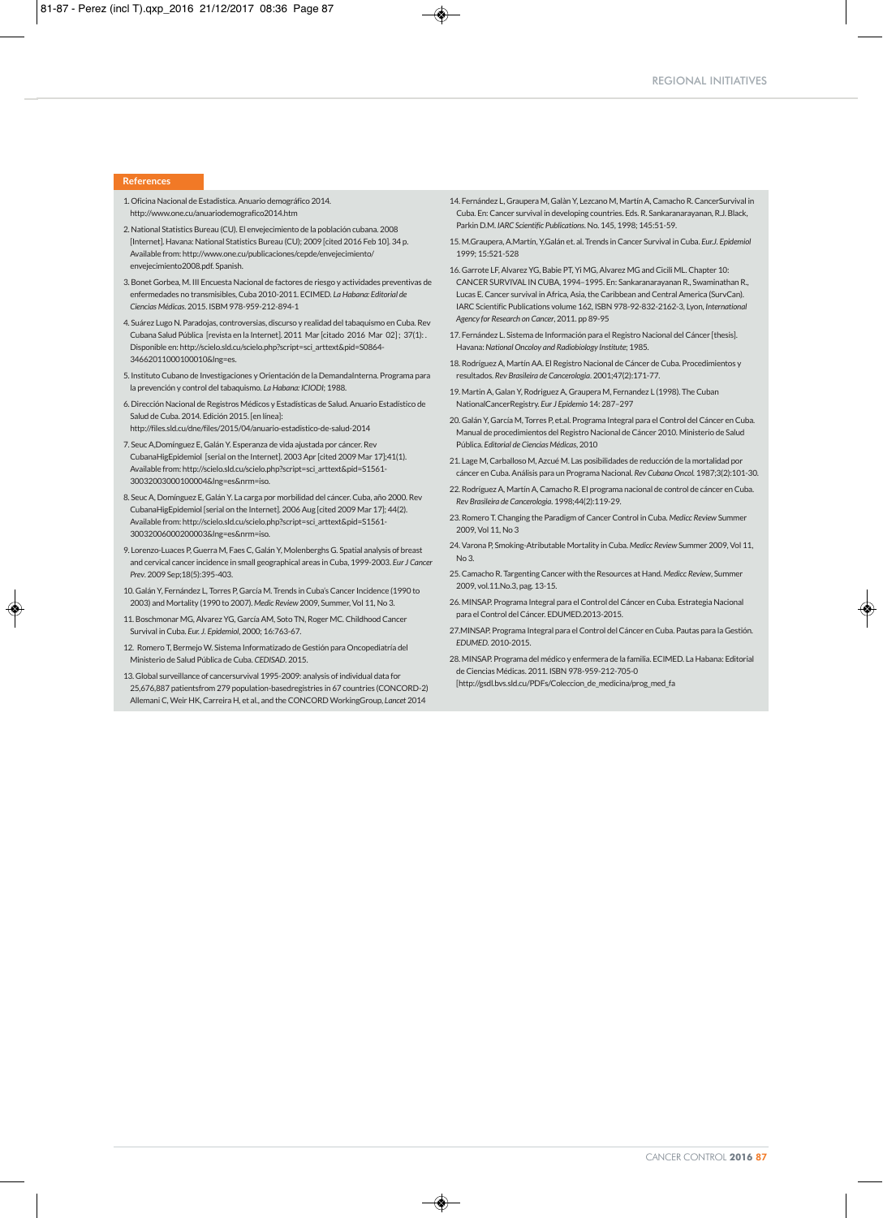## References

1. Oficina Nacional de Estadística. Anuario demográfico 2014. http://www.one.cu/anuariodemografico2014.htm
2. National Statistics Bureau (CU). El envejecimiento de la población cubana. 2008 [Internet]. Havana: National Statistics Bureau (CU); 2009 [cited 2016 Feb 10]. 34 p. Available from: http://www.one.cu/publicaciones/cepde/envejecimiento/envejecimiento2008.pdf. Spanish.
3. Bonet Gorbea, M. III Encuesta Nacional de factores de riesgo y actividades preventivas de enfermedades no transmisibles, Cuba 2010-2011. ECIMED. *La Habana: Editorial de Ciencias Médicas*. 2015. ISBM 978-959-212-894-1
4. Suárez Lugo N. Paradojas, controversias, discurso y realidad del tabaquismo en Cuba. Rev Cubana Salud Pública [revista en la Internet]. 2011 Mar [citado 2016 Mar 02] ; 37(1): . Disponible en: http://scielo.sld.cu/scielo.php?script=sci_arttext&pid=S0864-34662011000100010&lng=es.
5. Instituto Cubano de Investigaciones y Orientación de la DemandaInterna. Programa para la prevención y control del tabaquismo. *La Habana: ICIODI*; 1988.
6. Dirección Nacional de Registros Médicos y Estadísticas de Salud. Anuario Estadístico de Salud de Cuba. 2014. Edición 2015. [en linea]: http://files.sld.cu/dne/files/2015/04/anuario-estadistico-de-salud-2014
7. Seuc A,Domínguez E, Galán Y. Esperanza de vida ajustada por cáncer. Rev CubanaHigEpidemiol [serial on the Internet]. 2003 Apr [cited 2009 Mar 17];41(1). Available from: http://scielo.sld.cu/scielo.php?script=sci_arttext&pid=S1561-30032003000100004&lng=es&nrm=iso.
8. Seuc A, Domínguez E, Galán Y. La carga por morbilidad del cáncer. Cuba, año 2000. Rev CubanaHigEpidemiol [serial on the Internet]. 2006 Aug [cited 2009 Mar 17]; 44(2). Available from: http://scielo.sld.cu/scielo.php?script=sci_arttext&pid=S1561-30032006000200003&lng=es&nrm=iso.
9. Lorenzo-Luaces P, Guerra M, Faes C, Galán Y, Molenberghs G. Spatial analysis of breast and cervical cancer incidence in small geographical areas in Cuba, 1999-2003. *Eur J Cancer Prev*. 2009 Sep;18(5):395-403.
10. Galán Y, Fernández L, Torres P, García M. Trends in Cuba's Cancer Incidence (1990 to 2003) and Mortality (1990 to 2007). *Medic Review* 2009, Summer, Vol 11, No 3.
11. Boschmonar MG, Alvarez YG, García AM, Soto TN, Roger MC. Childhood Cancer Survival in Cuba. *Eur. J. Epidemiol*, 2000; 16:763-67.
12. Romero T, Bermejo W. Sistema Informatizado de Gestión para Oncopediatría del Ministerio de Salud Pública de Cuba. *CEDISAD*. 2015.
13. Global surveillance of cancersurvival 1995-2009: analysis of individual data for 25,676,887 patientsfrom 279 population-basedregistries in 67 countries (CONCORD-2) Allemani C, Weir HK, Carreira H, et al., and the CONCORD WorkingGroup. *Lancet* 2014
14. Fernández L, Graupera M, Galàn Y, Lezcano M, Martín A, Camacho R. CancerSurvival in Cuba. En: Cancer survival in developing countries. Eds. R. Sankaranarayanan, R.J. Black, Parkin D.M. *IARC Scientific Publications*. No. 145, 1998; 145:51-59.
15. M.Graupera, A.Martín, Y.Galán et. al. Trends in Cancer Survival in Cuba. *Eur.J. Epidemiol* 1999; 15:521-528
16. Garrote LF, Alvarez YG, Babie PT, Yi MG, Alvarez MG and Cicili ML. Chapter 10: CANCER SURVIVAL IN CUBA, 1994–1995. En: Sankaranarayanan R., Swaminathan R., Lucas E. Cancer survival in Africa, Asia, the Caribbean and Central America (SurvCan). IARC Scientific Publications volume 162, ISBN 978-92-832-2162-3, Lyon, *International Agency for Research on Cancer*, 2011. pp 89-95
17. Fernández L. Sistema de Información para el Registro Nacional del Cáncer [thesis]. Havana: *National Oncoloy and Radiobiology Institute*; 1985.
18. Rodríguez A, Martín AA. El Registro Nacional de Cáncer de Cuba. Procedimientos y resultados. *Rev Brasileira de Cancerologia*. 2001;47(2):171-77.
19. Martin A, Galan Y, Rodriguez A, Graupera M, Fernandez L (1998). The Cuban NationalCancerRegistry. *Eur J Epidemio* 14: 287–297
20. Galán Y, García M, Torres P, et.al. Programa Integral para el Control del Cáncer en Cuba. Manual de procedimientos del Registro Nacional de Cáncer 2010. Ministerio de Salud Pública. *Editorial de Ciencias Médicas*, 2010
21. Lage M, Carballoso M, Azcué M. Las posibilidades de reducción de la mortalidad por cáncer en Cuba. Análisis para un Programa Nacional. *Rev Cubana Oncol*. 1987;3(2):101-30.
22. Rodríguez A, Martín A, Camacho R. El programa nacional de control de cáncer en Cuba. *Rev Brasileira de Cancerologia*. 1998;44(2):119-29.
23. Romero T. Changing the Paradigm of Cancer Control in Cuba. *Medicc Review* Summer 2009, Vol 11, No 3
24. Varona P, Smoking-Atributable Mortality in Cuba. *Medicc Review* Summer 2009, Vol 11, No 3.
25. Camacho R. Targenting Cancer with the Resources at Hand. *Medicc Review*, Summer 2009, vol.11.No.3, pag. 13-15.
26. MINSAP. Programa Integral para el Control del Cáncer en Cuba. Estrategia Nacional para el Control del Cáncer. EDUMED.2013-2015.
27. MINSAP. Programa Integral para el Control del Cáncer en Cuba. Pautas para la Gestión. *EDUMED*. 2010-2015.
28. MINSAP. Programa del médico y enfermera de la familia. ECIMED. La Habana: Editorial de Ciencias Médicas. 2011. ISBN 978-959-212-705-0 [http://gsdl.bvs.sld.cu/PDFs/Coleccion_de_medicina/prog_med_fa